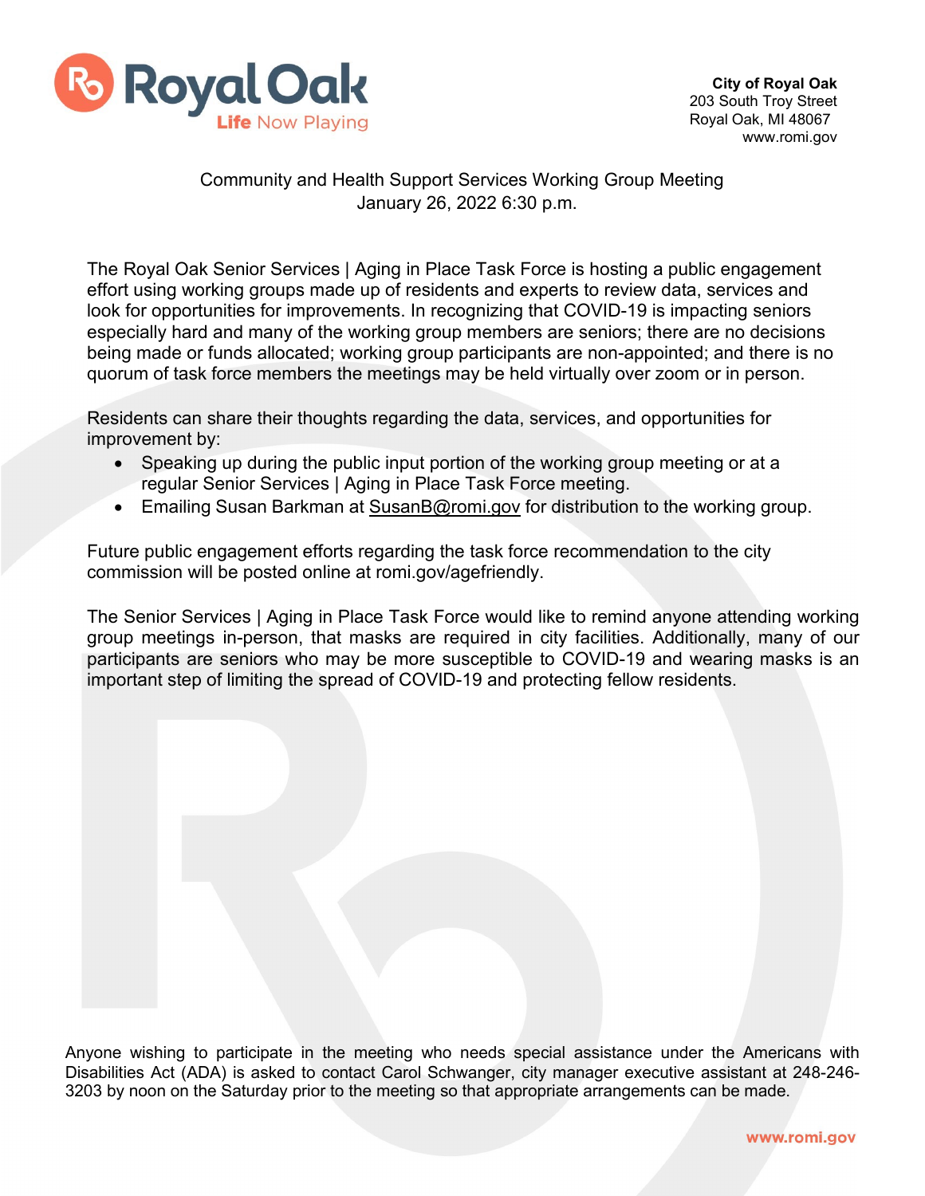Royal Oak
Life Now Playing

**City of Royal Oak**
203 South Troy Street
Royal Oak, MI 48067
www.romi.gov

Community and Health Support Services Working Group Meeting
January 26, 2022 6:30 p.m.

The Royal Oak Senior Services | Aging in Place Task Force is hosting a public engagement effort using working groups made up of residents and experts to review data, services and look for opportunities for improvements. In recognizing that COVID-19 is impacting seniors especially hard and many of the working group members are seniors; there are no decisions being made or funds allocated; working group participants are non-appointed; and there is no quorum of task force members the meetings may be held virtually over zoom or in person.

Residents can share their thoughts regarding the data, services, and opportunities for improvement by:

- Speaking up during the public input portion of the working group meeting or at a regular Senior Services | Aging in Place Task Force meeting.
- Emailing Susan Barkman at SusanB@romi.gov for distribution to the working group.

Future public engagement efforts regarding the task force recommendation to the city commission will be posted online at romi.gov/agefriendly.

The Senior Services | Aging in Place Task Force would like to remind anyone attending working group meetings in-person, that masks are required in city facilities. Additionally, many of our participants are seniors who may be more susceptible to COVID-19 and wearing masks is an important step of limiting the spread of COVID-19 and protecting fellow residents.

Anyone wishing to participate in the meeting who needs special assistance under the Americans with Disabilities Act (ADA) is asked to contact Carol Schwanger, city manager executive assistant at 248-246-3203 by noon on the Saturday prior to the meeting so that appropriate arrangements can be made.

www.romi.gov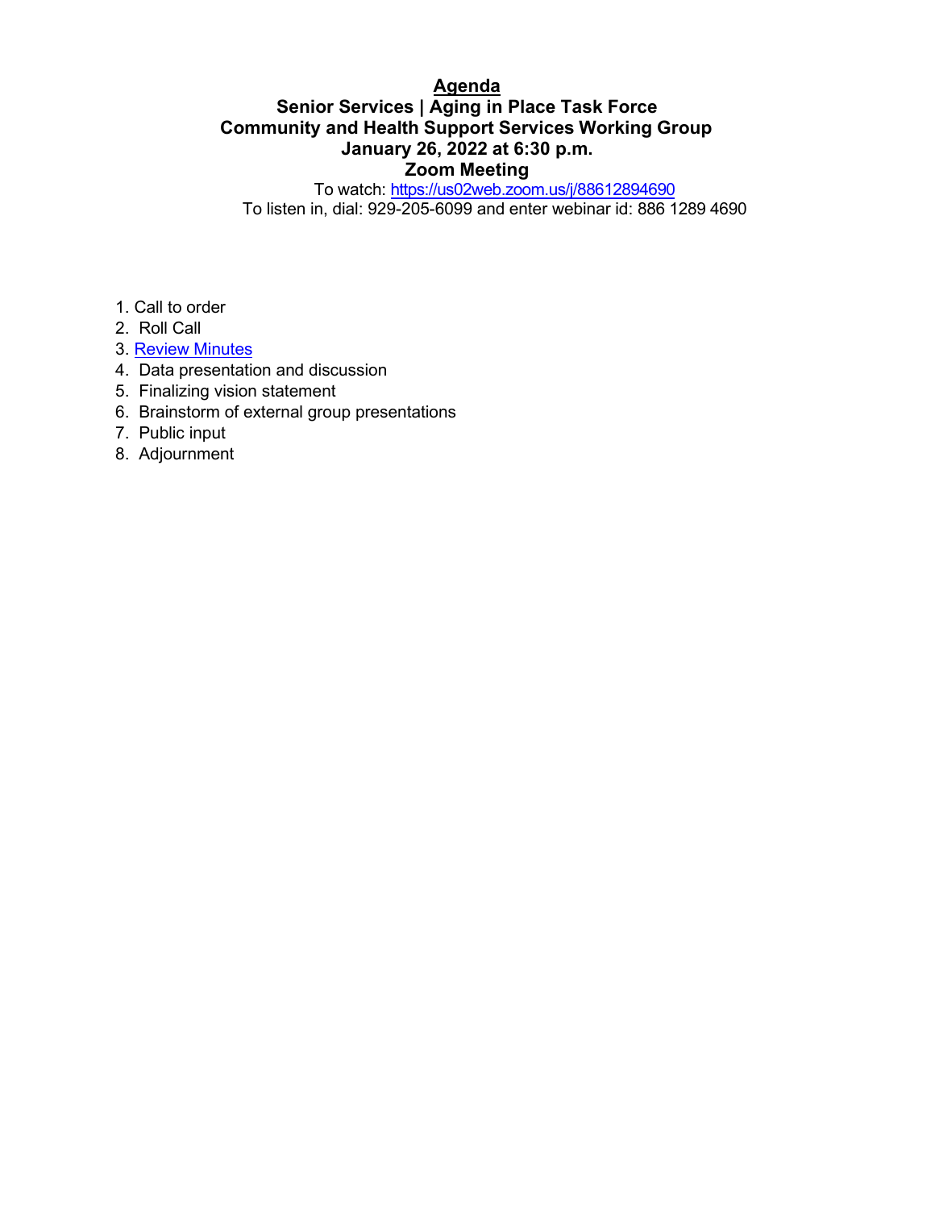# Agenda

## Senior Services | Aging in Place Task Force
## Community and Health Support Services Working Group
## January 26, 2022 at 6:30 p.m.
## Zoom Meeting

To watch: [https://us02web.zoom.us/j/88612894690](https://us02web.zoom.us/j/88612894690)

To listen in, dial: 929-205-6099 and enter webinar id: 886 1289 4690

1. Call to order
2. Roll Call
3. Review Minutes
4. Data presentation and discussion
5. Finalizing vision statement
6. Brainstorm of external group presentations
7. Public input
8. Adjournment